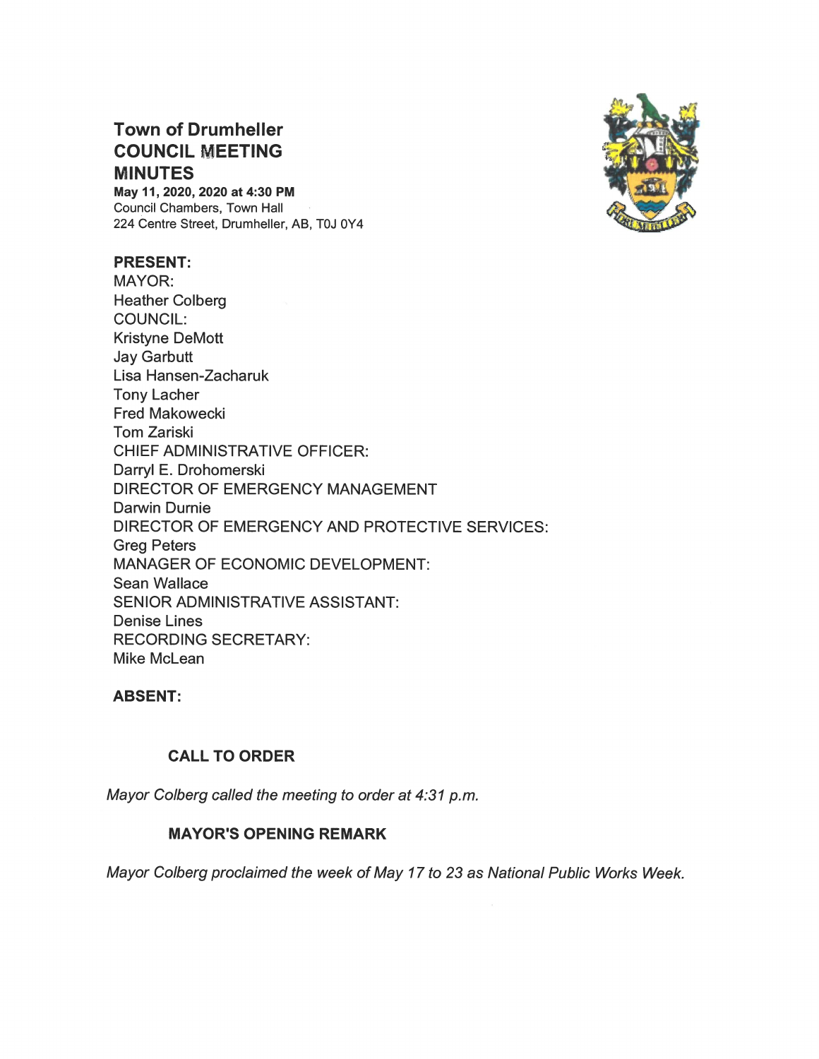# Town of Drumheller
# COUNCIL MEETING MINUTES

**May 11, 2020, 2020 at 4:30 PM**
Council Chambers, Town Hall
224 Centre Street, Drumheller, AB, T0J 0Y4

**PRESENT:**
MAYOR:
Heather Colberg
COUNCIL:
Kristyne DeMott
Jay Garbutt
Lisa Hansen-Zacharuk
Tony Lacher
Fred Makowecki
Tom Zariski
CHIEF ADMINISTRATIVE OFFICER:
Darryl E. Drohomerski
DIRECTOR OF EMERGENCY MANAGEMENT
Darwin Durnie
DIRECTOR OF EMERGENCY AND PROTECTIVE SERVICES:
Greg Peters
MANAGER OF ECONOMIC DEVELOPMENT:
Sean Wallace
SENIOR ADMINISTRATIVE ASSISTANT:
Denise Lines
RECORDING SECRETARY:
Mike McLean

**ABSENT:**

## CALL TO ORDER

*Mayor Colberg called the meeting to order at 4:31 p.m.*

## MAYOR'S OPENING REMARK

*Mayor Colberg proclaimed the week of May 17 to 23 as National Public Works Week.*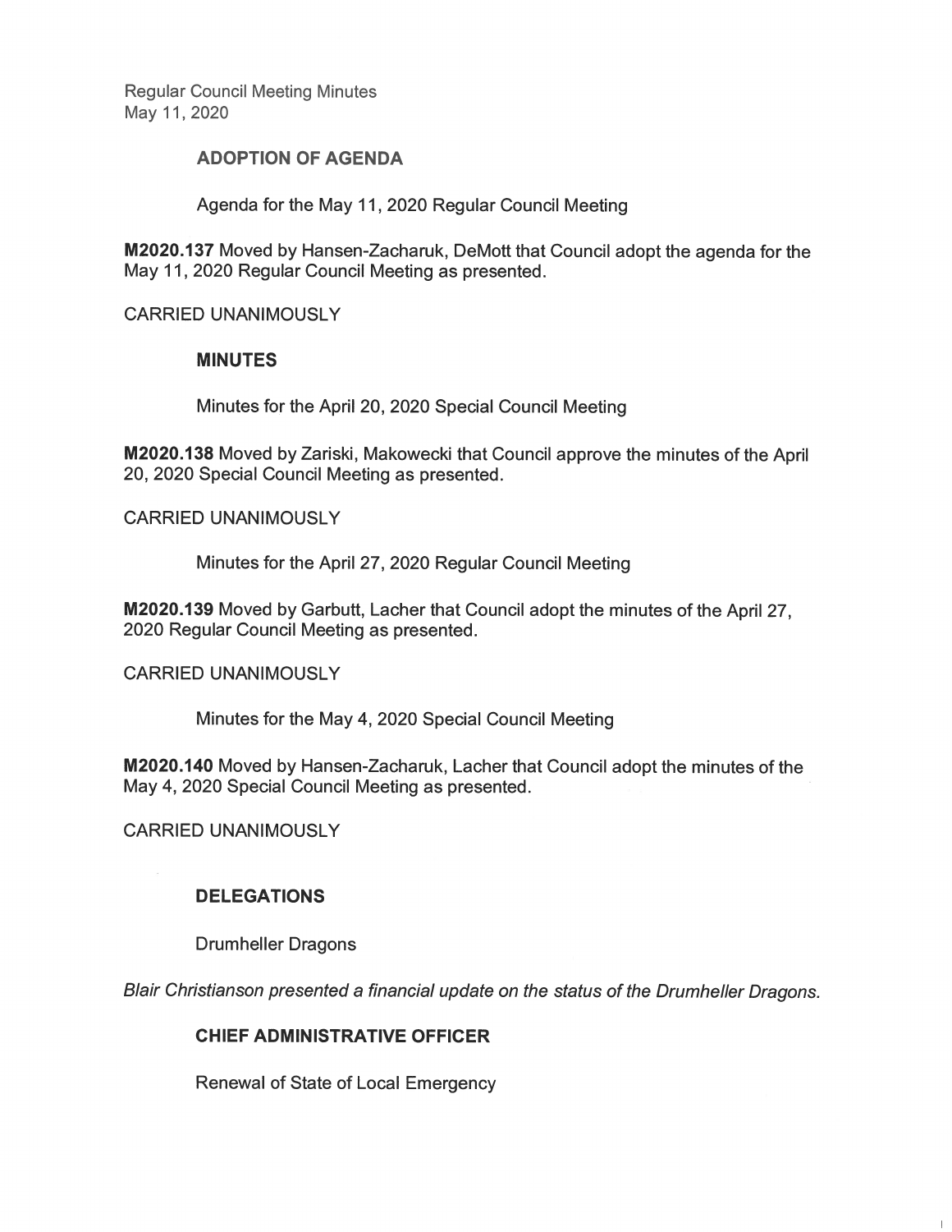## ADOPTION OF AGENDA

Agenda for the May 11, 2020 Regular Council Meeting

**M2020.137** Moved by Hansen-Zacharuk, DeMott that Council adopt the agenda for the May 11, 2020 Regular Council Meeting as presented.

CARRIED UNANIMOUSLY

## MINUTES

Minutes for the April 20, 2020 Special Council Meeting

**M2020.138** Moved by Zariski, Makowecki that Council approve the minutes of the April 20, 2020 Special Council Meeting as presented.

CARRIED UNANIMOUSLY

Minutes for the April 27, 2020 Regular Council Meeting

**M2020.139** Moved by Garbutt, Lacher that Council adopt the minutes of the April 27, 2020 Regular Council Meeting as presented.

CARRIED UNANIMOUSLY

Minutes for the May 4, 2020 Special Council Meeting

**M2020.140** Moved by Hansen-Zacharuk, Lacher that Council adopt the minutes of the May 4, 2020 Special Council Meeting as presented.

CARRIED UNANIMOUSLY

## DELEGATIONS

Drumheller Dragons

*Blair Christianson presented a financial update on the status of the Drumheller Dragons.*

## CHIEF ADMINISTRATIVE OFFICER

Renewal of State of Local Emergency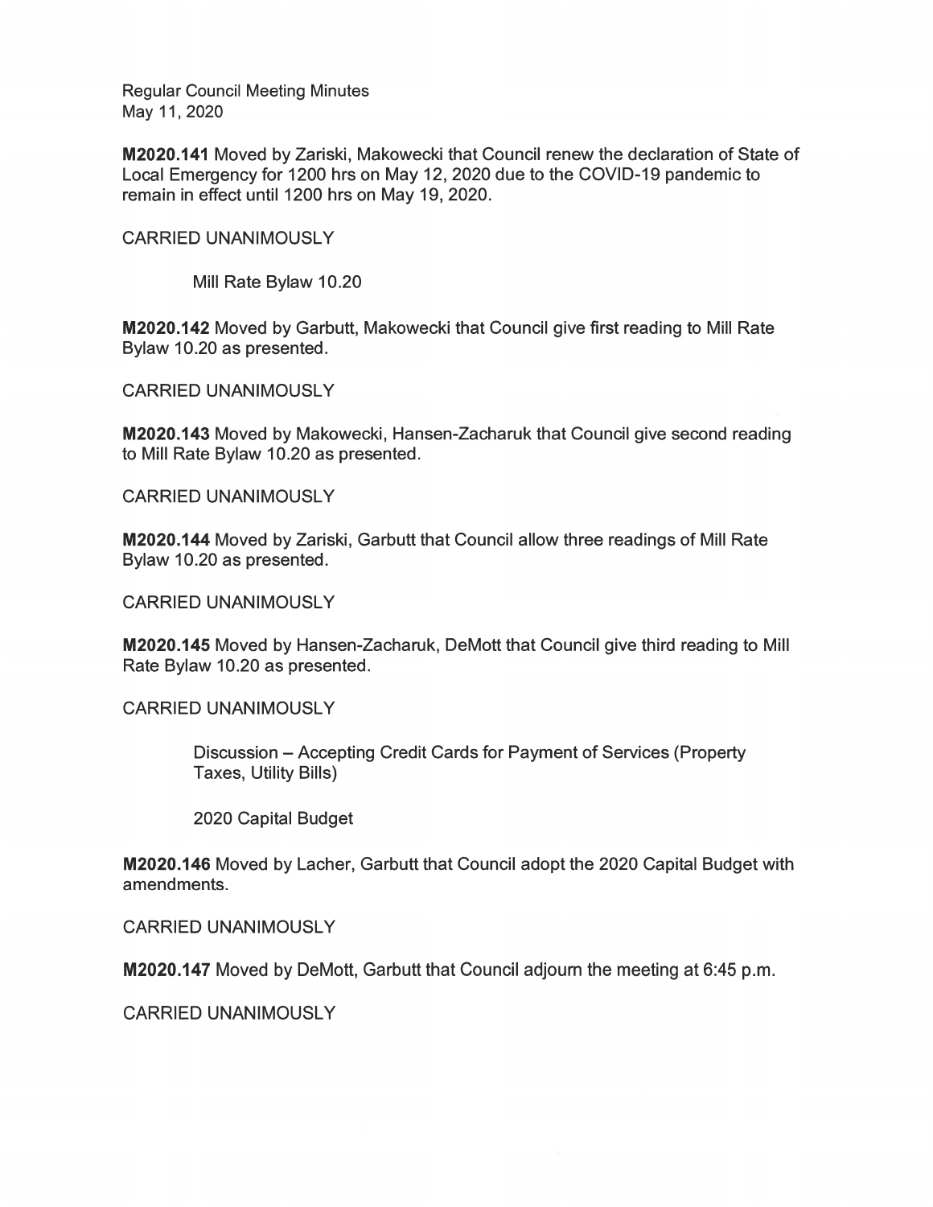Regular Council Meeting Minutes
May 11, 2020

**M2020.141** Moved by Zariski, Makowecki that Council renew the declaration of State of Local Emergency for 1200 hrs on May 12, 2020 due to the COVID-19 pandemic to remain in effect until 1200 hrs on May 19, 2020.

CARRIED UNANIMOUSLY

Mill Rate Bylaw 10.20

**M2020.142** Moved by Garbutt, Makowecki that Council give first reading to Mill Rate Bylaw 10.20 as presented.

CARRIED UNANIMOUSLY

**M2020.143** Moved by Makowecki, Hansen-Zacharuk that Council give second reading to Mill Rate Bylaw 10.20 as presented.

CARRIED UNANIMOUSLY

**M2020.144** Moved by Zariski, Garbutt that Council allow three readings of Mill Rate Bylaw 10.20 as presented.

CARRIED UNANIMOUSLY

**M2020.145** Moved by Hansen-Zacharuk, DeMott that Council give third reading to Mill Rate Bylaw 10.20 as presented.

CARRIED UNANIMOUSLY

Discussion – Accepting Credit Cards for Payment of Services (Property Taxes, Utility Bills)

2020 Capital Budget

**M2020.146** Moved by Lacher, Garbutt that Council adopt the 2020 Capital Budget with amendments.

CARRIED UNANIMOUSLY

**M2020.147** Moved by DeMott, Garbutt that Council adjourn the meeting at 6:45 p.m.

CARRIED UNANIMOUSLY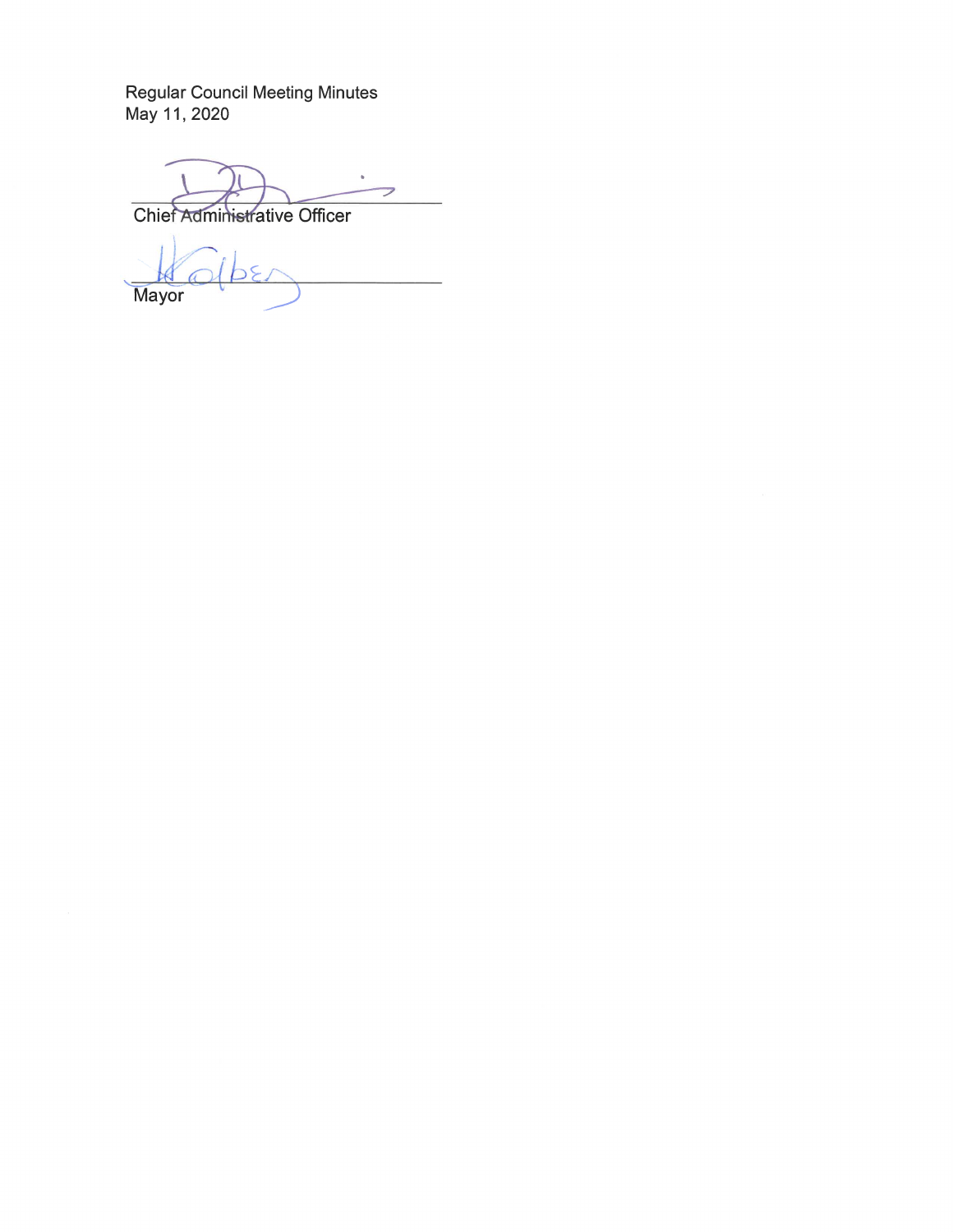Regular Council Meeting Minutes
May 11, 2020

______________________________
Chief Administrative Officer

______________________________
Mayor